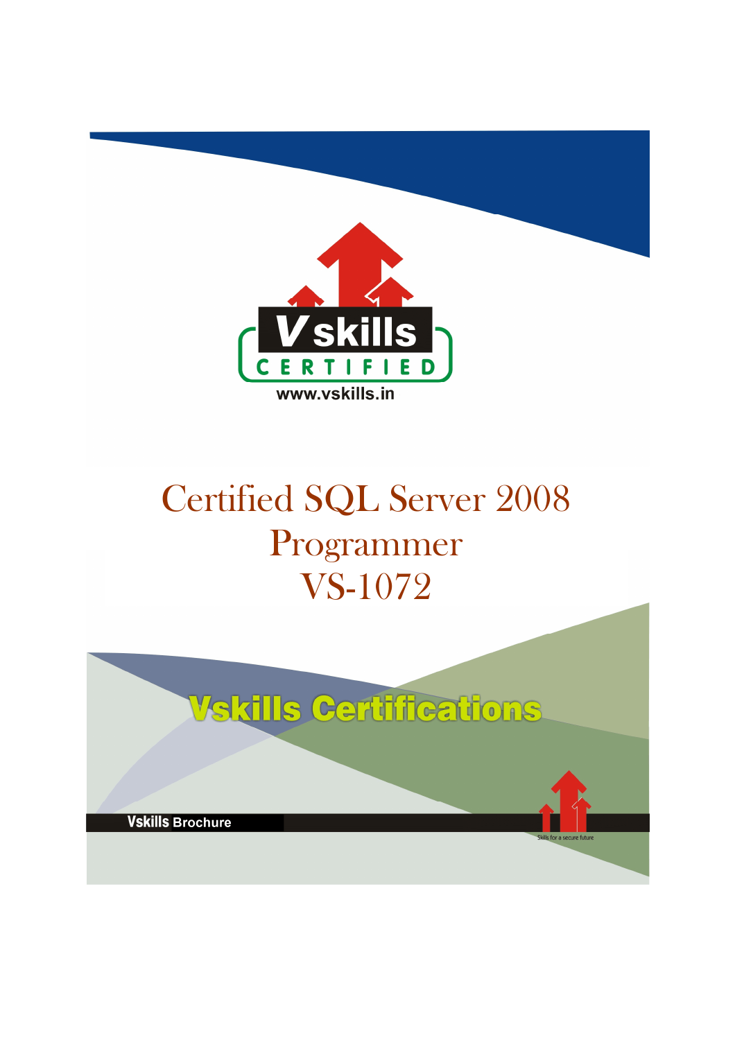Vskills CERTIFIED

www.vskills.in

# Certified SQL Server 2008 Programmer VS-1072

Vskills Certifications

Vskills Brochure

Skills for a secure future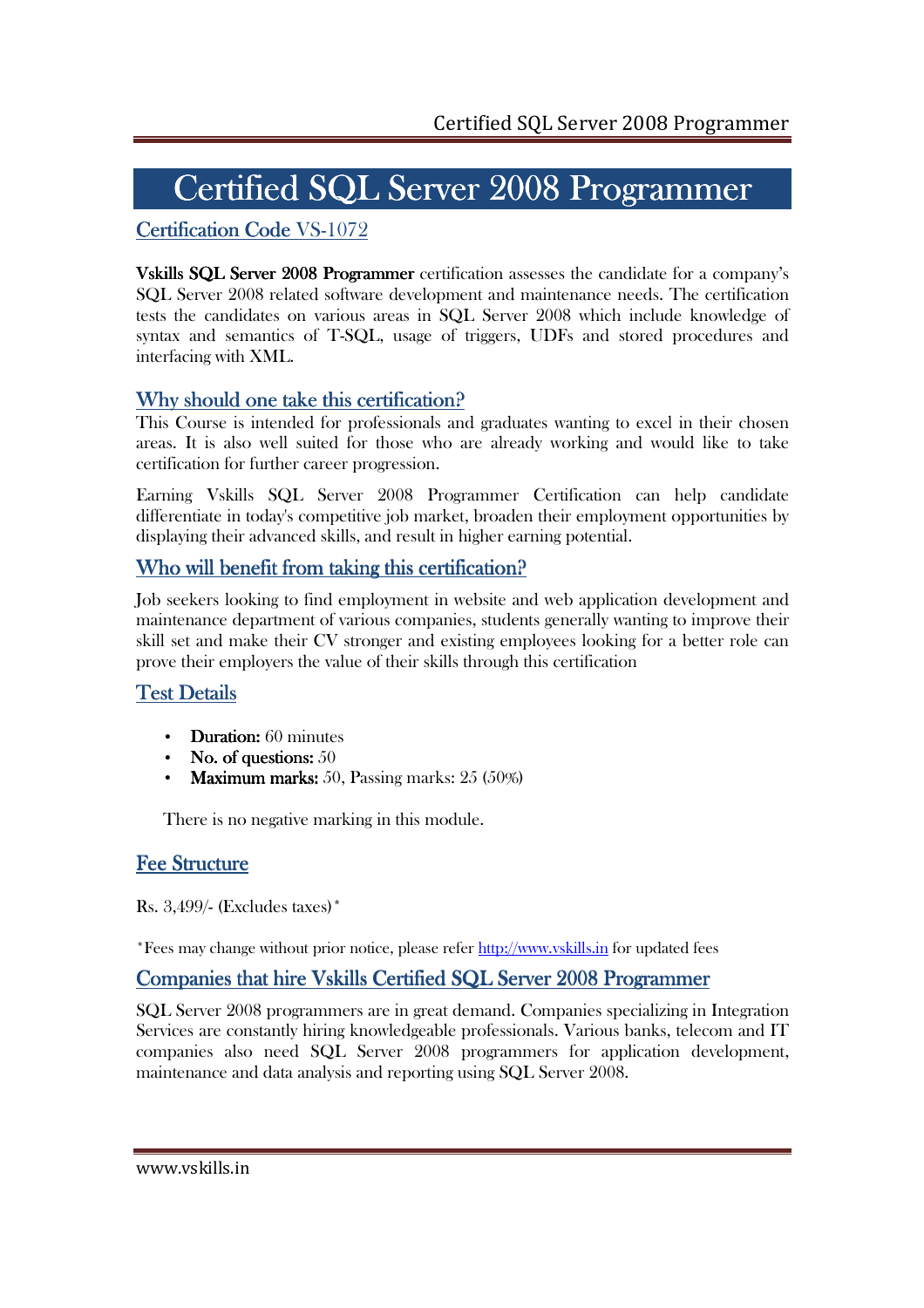# Certified SQL Server 2008 Programmer

## Certification Code VS-1072

**Vskills SQL Server 2008 Programmer** certification assesses the candidate for a company's SQL Server 2008 related software development and maintenance needs. The certification tests the candidates on various areas in SQL Server 2008 which include knowledge of syntax and semantics of T-SQL, usage of triggers, UDFs and stored procedures and interfacing with XML.

## Why should one take this certification?

This Course is intended for professionals and graduates wanting to excel in their chosen areas. It is also well suited for those who are already working and would like to take certification for further career progression.

Earning Vskills SQL Server 2008 Programmer Certification can help candidate differentiate in today's competitive job market, broaden their employment opportunities by displaying their advanced skills, and result in higher earning potential.

## Who will benefit from taking this certification?

Job seekers looking to find employment in website and web application development and maintenance department of various companies, students generally wanting to improve their skill set and make their CV stronger and existing employees looking for a better role can prove their employers the value of their skills through this certification

## Test Details

- **Duration:** 60 minutes
- **No. of questions:** 50
- **Maximum marks:** 50, Passing marks: 25 (50%)

There is no negative marking in this module.

## Fee Structure

Rs. 3,499/- (Excludes taxes)*

*Fees may change without prior notice, please refer http://www.vskills.in for updated fees

## Companies that hire Vskills Certified SQL Server 2008 Programmer

SQL Server 2008 programmers are in great demand. Companies specializing in Integration Services are constantly hiring knowledgeable professionals. Various banks, telecom and IT companies also need SQL Server 2008 programmers for application development, maintenance and data analysis and reporting using SQL Server 2008.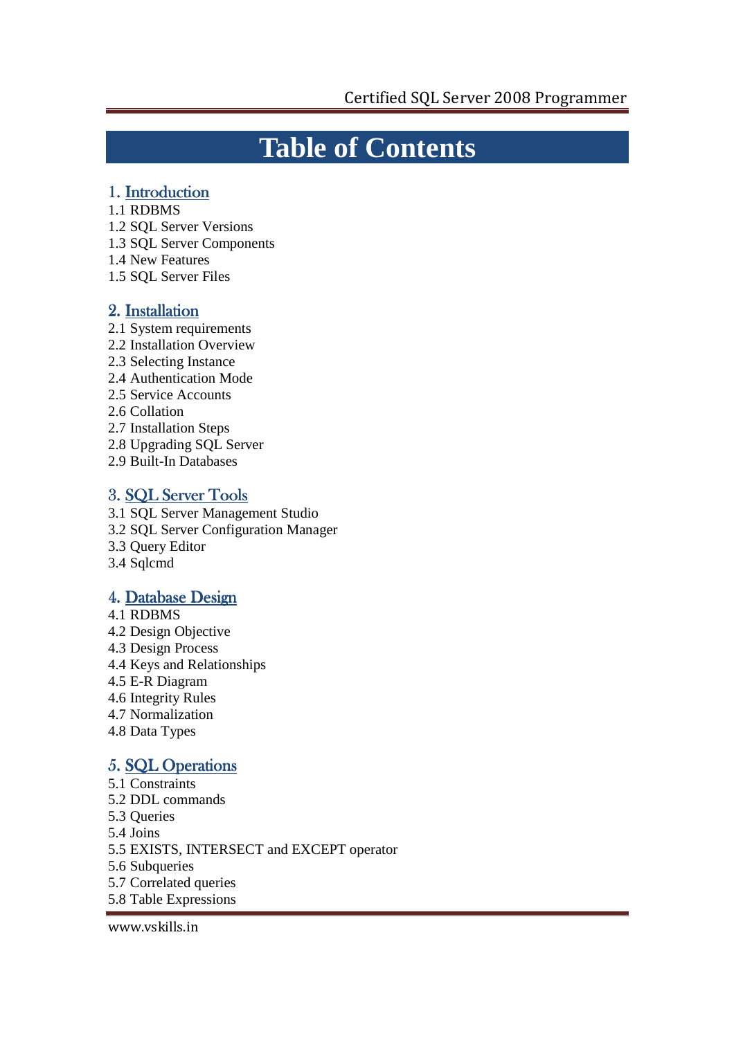# Table of Contents

## 1. Introduction

1.1 RDBMS
1.2 SQL Server Versions
1.3 SQL Server Components
1.4 New Features
1.5 SQL Server Files

## 2. Installation

2.1 System requirements
2.2 Installation Overview
2.3 Selecting Instance
2.4 Authentication Mode
2.5 Service Accounts
2.6 Collation
2.7 Installation Steps
2.8 Upgrading SQL Server
2.9 Built-In Databases

## 3. SQL Server Tools

3.1 SQL Server Management Studio
3.2 SQL Server Configuration Manager
3.3 Query Editor
3.4 Sqlcmd

## 4. Database Design

4.1 RDBMS
4.2 Design Objective
4.3 Design Process
4.4 Keys and Relationships
4.5 E-R Diagram
4.6 Integrity Rules
4.7 Normalization
4.8 Data Types

## 5. SQL Operations

5.1 Constraints
5.2 DDL commands
5.3 Queries
5.4 Joins
5.5 EXISTS, INTERSECT and EXCEPT operator
5.6 Subqueries
5.7 Correlated queries
5.8 Table Expressions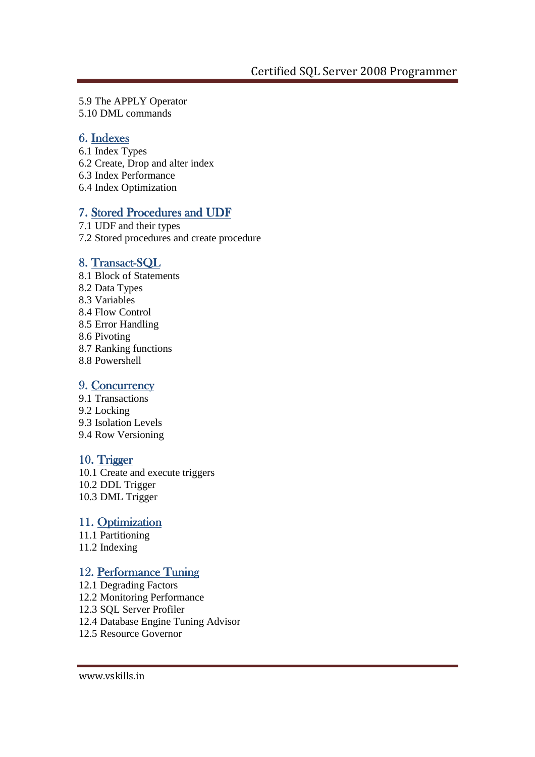5.9 The APPLY Operator
5.10 DML commands

## 6. Indexes

6.1 Index Types
6.2 Create, Drop and alter index
6.3 Index Performance
6.4 Index Optimization

## 7. Stored Procedures and UDF

7.1 UDF and their types
7.2 Stored procedures and create procedure

## 8. Transact-SQL

8.1 Block of Statements
8.2 Data Types
8.3 Variables
8.4 Flow Control
8.5 Error Handling
8.6 Pivoting
8.7 Ranking functions
8.8 Powershell

## 9. Concurrency

9.1 Transactions
9.2 Locking
9.3 Isolation Levels
9.4 Row Versioning

## 10. Trigger

10.1 Create and execute triggers
10.2 DDL Trigger
10.3 DML Trigger

## 11. Optimization

11.1 Partitioning
11.2 Indexing

## 12. Performance Tuning

12.1 Degrading Factors
12.2 Monitoring Performance
12.3 SQL Server Profiler
12.4 Database Engine Tuning Advisor
12.5 Resource Governor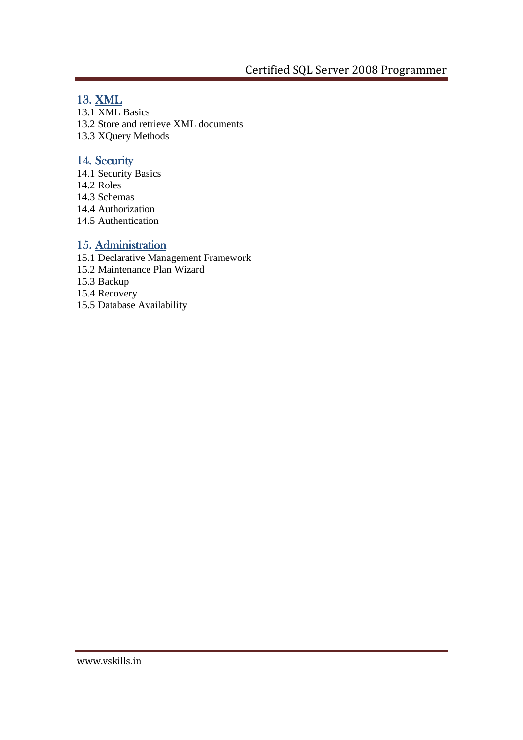## 13. XML

13.1 XML Basics
13.2 Store and retrieve XML documents
13.3 XQuery Methods

## 14. Security

14.1 Security Basics
14.2 Roles
14.3 Schemas
14.4 Authorization
14.5 Authentication

## 15. Administration

15.1 Declarative Management Framework
15.2 Maintenance Plan Wizard
15.3 Backup
15.4 Recovery
15.5 Database Availability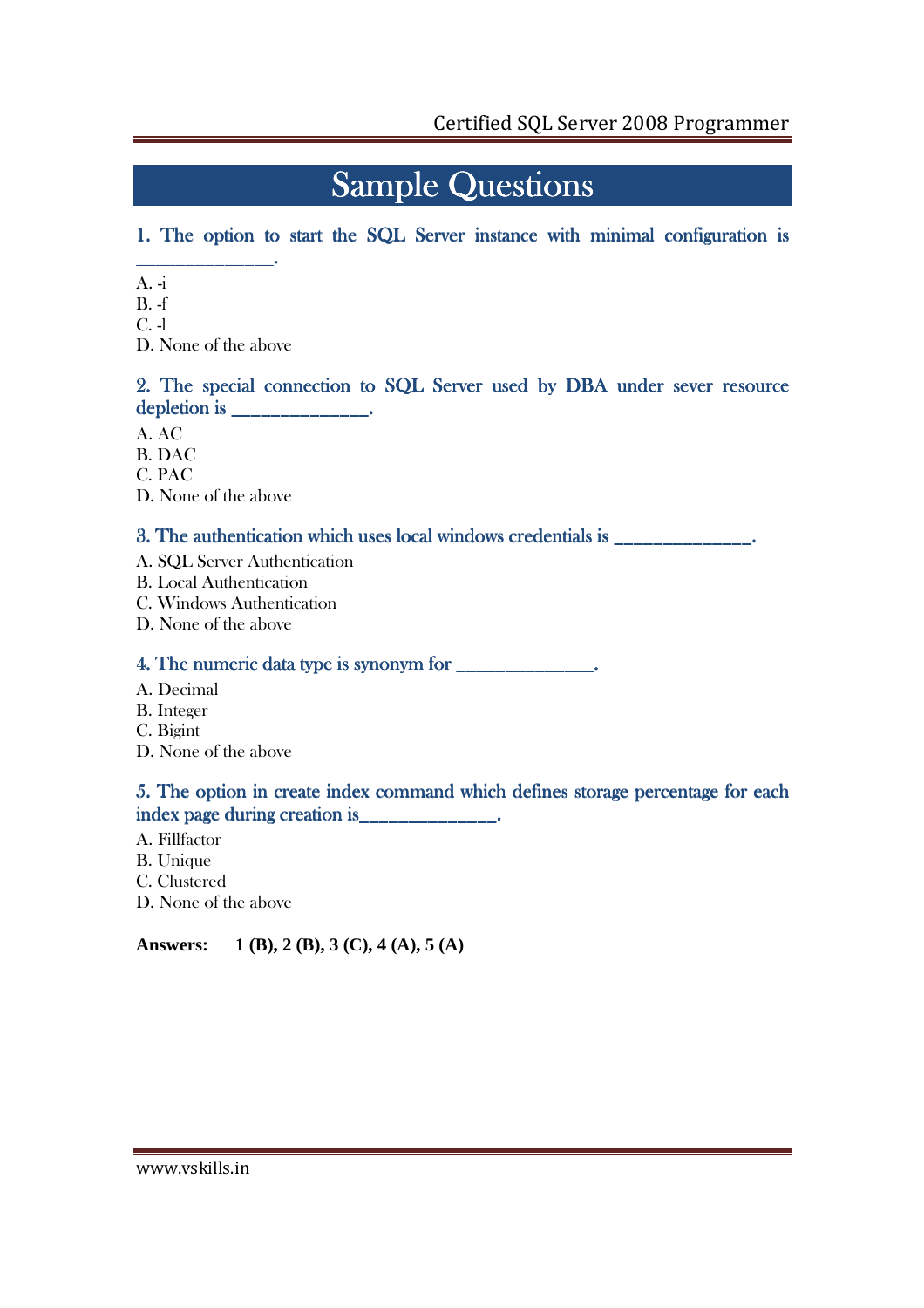# Sample Questions

**1. The option to start the SQL Server instance with minimal configuration is _______________.**

A. -i
B. -f
C. -l
D. None of the above

**2. The special connection to SQL Server used by DBA under sever resource depletion is ______________.**

A. AC
B. DAC
C. PAC
D. None of the above

**3. The authentication which uses local windows credentials is ______________.**

A. SQL Server Authentication
B. Local Authentication
C. Windows Authentication
D. None of the above

**4. The numeric data type is synonym for _______________.**

A. Decimal
B. Integer
C. Bigint
D. None of the above

**5. The option in create index command which defines storage percentage for each index page during creation is______________.**

A. Fillfactor
B. Unique
C. Clustered
D. None of the above

**Answers: 1 (B), 2 (B), 3 (C), 4 (A), 5 (A)**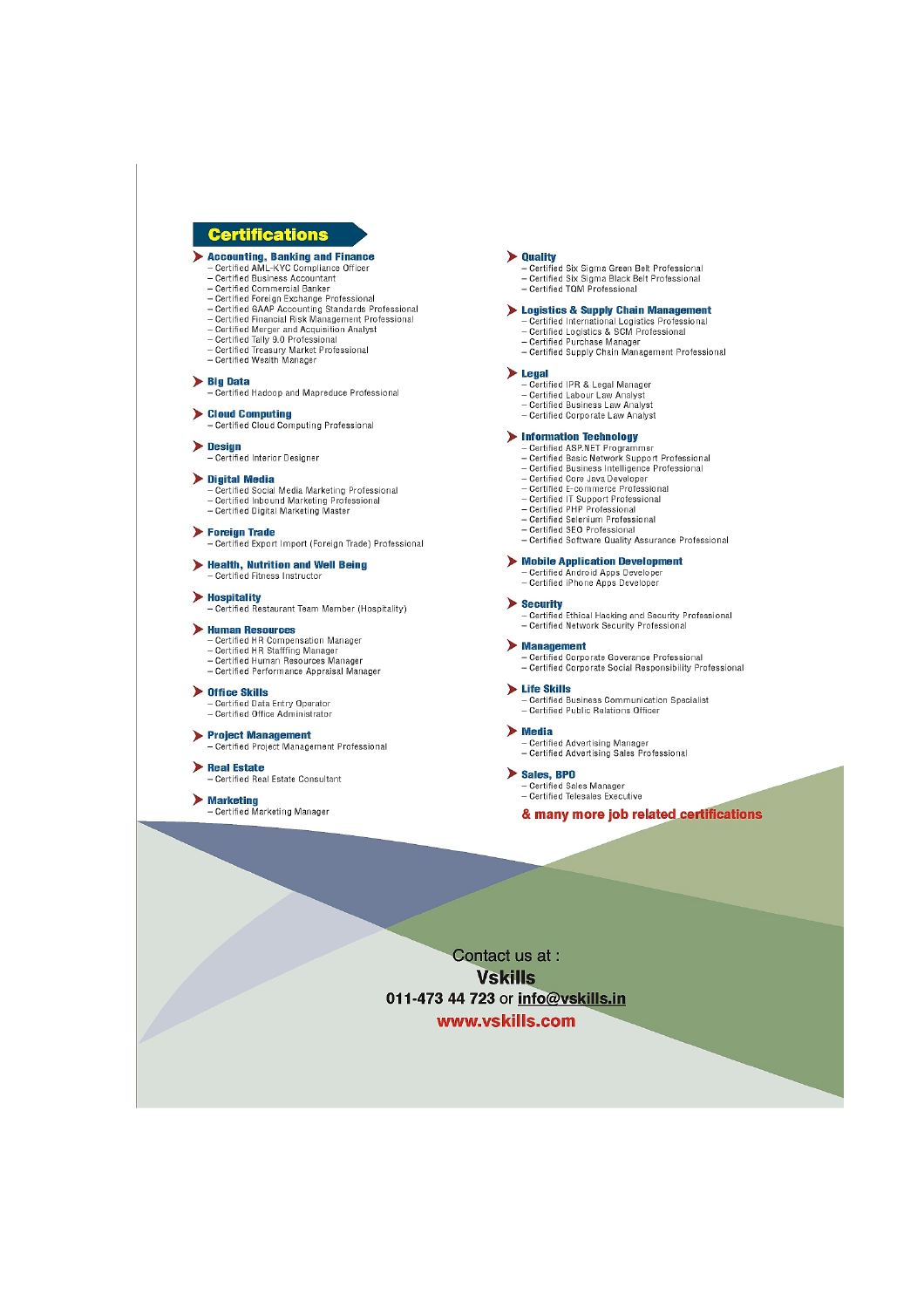# Certifications

### Accounting, Banking and Finance
- Certified AML-KYC Compliance Officer
- Certified Business Accountant
- Certified Commercial Banker
- Certified Foreign Exchange Professional
- Certified GAAP Accounting Standards Professional
- Certified Financial Risk Management Professional
- Certified Merger and Acquisition Analyst
- Certified Tally 9.0 Professional
- Certified Treasury Market Professional
- Certified Wealth Manager

### Big Data
- Certified Hadoop and Mapreduce Professional

### Cloud Computing
- Certified Cloud Computing Professional

### Design
- Certified Interior Designer

### Digital Media
- Certified Social Media Marketing Professional
- Certified Inbound Marketing Professional
- Certified Digital Marketing Master

### Foreign Trade
- Certified Export Import (Foreign Trade) Professional

### Health, Nutrition and Well Being
- Certified Fitness Instructor

### Hospitality
- Certified Restaurant Team Member (Hospitality)

### Human Resources
- Certified HR Compensation Manager
- Certified HR Stafffing Manager
- Certified Human Resources Manager
- Certified Performance Appraisal Manager

### Office Skills
- Certified Data Entry Operator
- Certified Office Administrator

### Project Management
- Certified Project Management Professional

### Real Estate
- Certified Real Estate Consultant

### Marketing
- Certified Marketing Manager

### Quality
- Certified Six Sigma Green Belt Professional
- Certified Six Sigma Black Belt Professional
- Certified TQM Professional

### Logistics & Supply Chain Management
- Certified International Logistics Professional
- Certified Logistics & SCM Professional
- Certified Purchase Manager
- Certified Supply Chain Management Professional

### Legal
- Certified IPR & Legal Manager
- Certified Labour Law Analyst
- Certified Business Law Analyst
- Certified Corporate Law Analyst

### Information Technology
- Certified ASP.NET Programmer
- Certified Basic Network Support Professional
- Certified Business Intelligence Professional
- Certified Core Java Developer
- Certified E-commerce Professional
- Certified IT Support Professional
- Certified PHP Professional
- Certified Selenium Professional
- Certified SEO Professional
- Certified Software Quality Assurance Professional

### Mobile Application Development
- Certified Android Apps Developer
- Certified iPhone Apps Developer

### Security
- Certified Ethical Hacking and Security Professional
- Certified Network Security Professional

### Management
- Certified Corporate Goverance Professional
- Certified Corporate Social Responsibility Professional

### Life Skills
- Certified Business Communication Specialist
- Certified Public Relations Officer

### Media
- Certified Advertising Manager
- Certified Advertising Sales Professional

### Sales, BPO
- Certified Sales Manager
- Certified Telesales Executive

**& many more job related certifications**

Contact us at :

**Vskills**

**011-473 44 723** or **info@vskills.in**

**www.vskills.com**